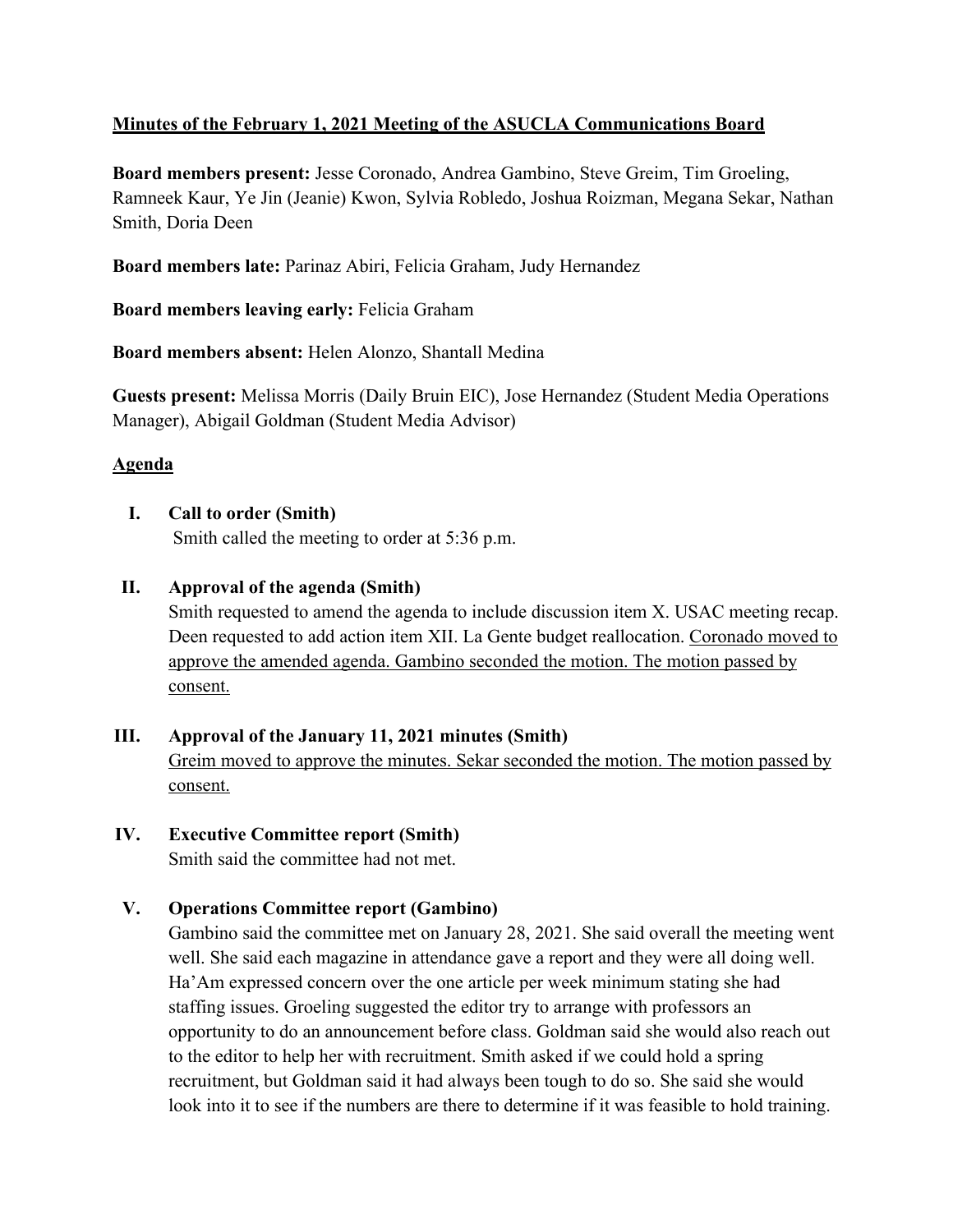# Minutes of the February 1, 2021 Meeting of the ASUCLA Communications Board

**Board members present:** Jesse Coronado, Andrea Gambino, Steve Greim, Tim Groeling, Ramneek Kaur, Ye Jin (Jeanie) Kwon, Sylvia Robledo, Joshua Roizman, Megana Sekar, Nathan Smith, Doria Deen

**Board members late:** Parinaz Abiri, Felicia Graham, Judy Hernandez

**Board members leaving early:** Felicia Graham

**Board members absent:** Helen Alonzo, Shantall Medina

**Guests present:** Melissa Morris (Daily Bruin EIC), Jose Hernandez (Student Media Operations Manager), Abigail Goldman (Student Media Advisor)

## Agenda

**I. Call to order (Smith)**

Smith called the meeting to order at 5:36 p.m.

**II. Approval of the agenda (Smith)**

Smith requested to amend the agenda to include discussion item X. USAC meeting recap. Deen requested to add action item XII. La Gente budget reallocation. Coronado moved to approve the amended agenda. Gambino seconded the motion. The motion passed by consent.

**III. Approval of the January 11, 2021 minutes (Smith)**

Greim moved to approve the minutes. Sekar seconded the motion. The motion passed by consent.

**IV. Executive Committee report (Smith)**

Smith said the committee had not met.

**V. Operations Committee report (Gambino)**

Gambino said the committee met on January 28, 2021. She said overall the meeting went well. She said each magazine in attendance gave a report and they were all doing well. Ha'Am expressed concern over the one article per week minimum stating she had staffing issues. Groeling suggested the editor try to arrange with professors an opportunity to do an announcement before class. Goldman said she would also reach out to the editor to help her with recruitment. Smith asked if we could hold a spring recruitment, but Goldman said it had always been tough to do so. She said she would look into it to see if the numbers are there to determine if it was feasible to hold training.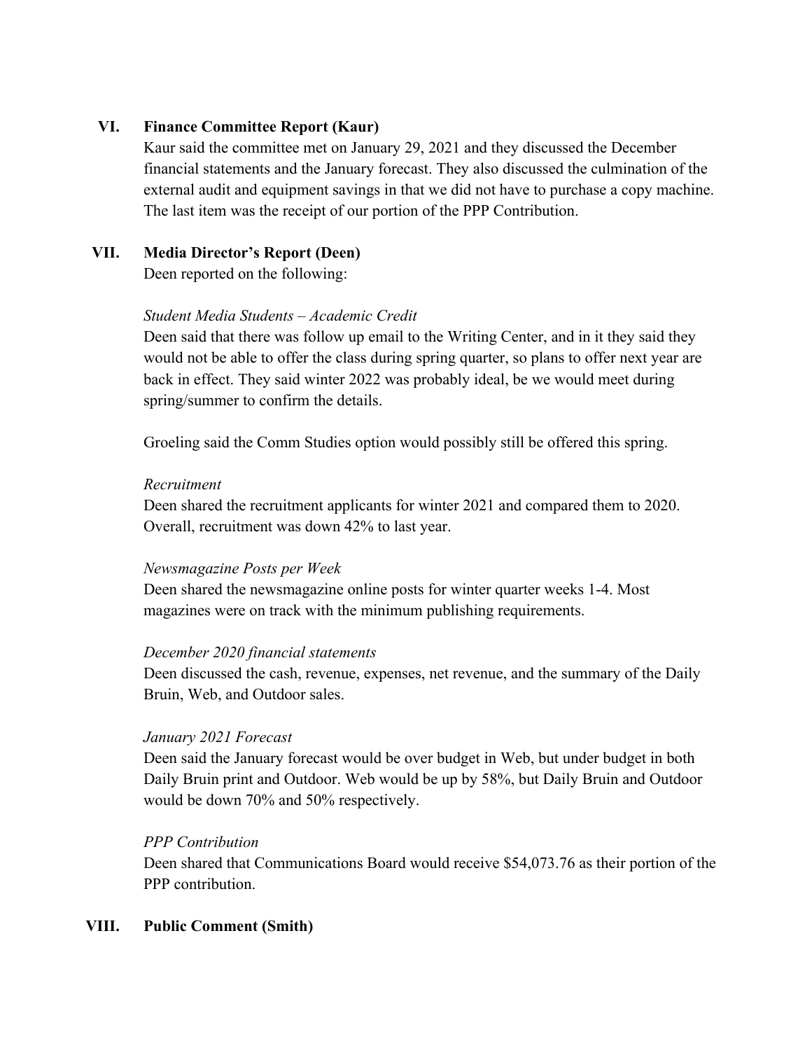## VI. Finance Committee Report (Kaur)

Kaur said the committee met on January 29, 2021 and they discussed the December financial statements and the January forecast. They also discussed the culmination of the external audit and equipment savings in that we did not have to purchase a copy machine. The last item was the receipt of our portion of the PPP Contribution.

## VII. Media Director's Report (Deen)

Deen reported on the following:

*Student Media Students – Academic Credit*

Deen said that there was follow up email to the Writing Center, and in it they said they would not be able to offer the class during spring quarter, so plans to offer next year are back in effect. They said winter 2022 was probably ideal, be we would meet during spring/summer to confirm the details.

Groeling said the Comm Studies option would possibly still be offered this spring.

*Recruitment*

Deen shared the recruitment applicants for winter 2021 and compared them to 2020. Overall, recruitment was down 42% to last year.

*Newsmagazine Posts per Week*

Deen shared the newsmagazine online posts for winter quarter weeks 1-4. Most magazines were on track with the minimum publishing requirements.

*December 2020 financial statements*

Deen discussed the cash, revenue, expenses, net revenue, and the summary of the Daily Bruin, Web, and Outdoor sales.

*January 2021 Forecast*

Deen said the January forecast would be over budget in Web, but under budget in both Daily Bruin print and Outdoor. Web would be up by 58%, but Daily Bruin and Outdoor would be down 70% and 50% respectively.

*PPP Contribution*

Deen shared that Communications Board would receive $54,073.76 as their portion of the PPP contribution.

## VIII. Public Comment (Smith)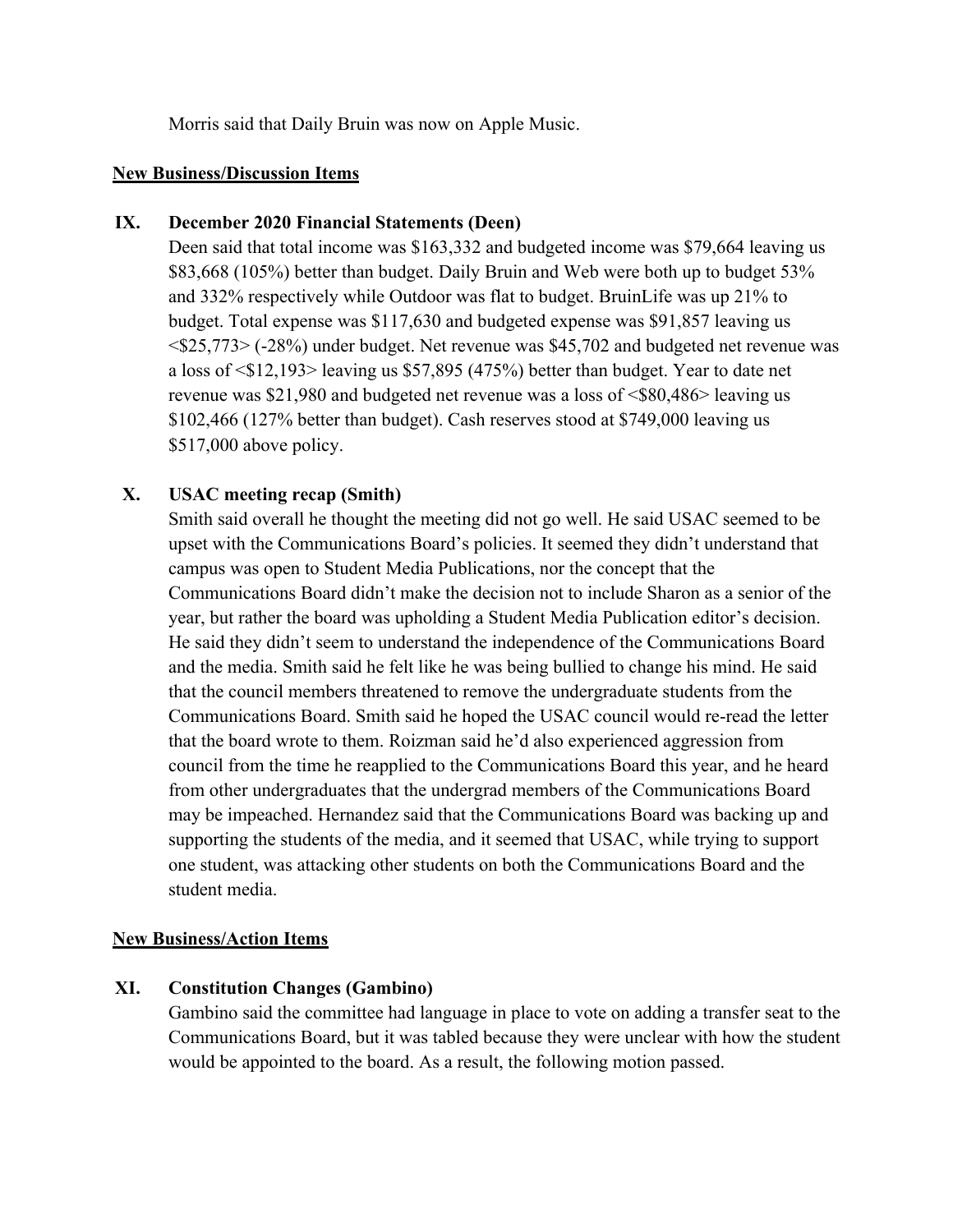Morris said that Daily Bruin was now on Apple Music.

**New Business/Discussion Items**

**IX. December 2020 Financial Statements (Deen)**

Deen said that total income was $163,332 and budgeted income was $79,664 leaving us $83,668 (105%) better than budget. Daily Bruin and Web were both up to budget 53% and 332% respectively while Outdoor was flat to budget. BruinLife was up 21% to budget. Total expense was $117,630 and budgeted expense was $91,857 leaving us <$25,773> (-28%) under budget. Net revenue was $45,702 and budgeted net revenue was a loss of <$12,193> leaving us $57,895 (475%) better than budget. Year to date net revenue was $21,980 and budgeted net revenue was a loss of <$80,486> leaving us $102,466 (127% better than budget). Cash reserves stood at $749,000 leaving us $517,000 above policy.

**X. USAC meeting recap (Smith)**

Smith said overall he thought the meeting did not go well. He said USAC seemed to be upset with the Communications Board's policies. It seemed they didn't understand that campus was open to Student Media Publications, nor the concept that the Communications Board didn't make the decision not to include Sharon as a senior of the year, but rather the board was upholding a Student Media Publication editor's decision. He said they didn't seem to understand the independence of the Communications Board and the media. Smith said he felt like he was being bullied to change his mind. He said that the council members threatened to remove the undergraduate students from the Communications Board. Smith said he hoped the USAC council would re-read the letter that the board wrote to them. Roizman said he'd also experienced aggression from council from the time he reapplied to the Communications Board this year, and he heard from other undergraduates that the undergrad members of the Communications Board may be impeached. Hernandez said that the Communications Board was backing up and supporting the students of the media, and it seemed that USAC, while trying to support one student, was attacking other students on both the Communications Board and the student media.

**New Business/Action Items**

**XI. Constitution Changes (Gambino)**

Gambino said the committee had language in place to vote on adding a transfer seat to the Communications Board, but it was tabled because they were unclear with how the student would be appointed to the board. As a result, the following motion passed.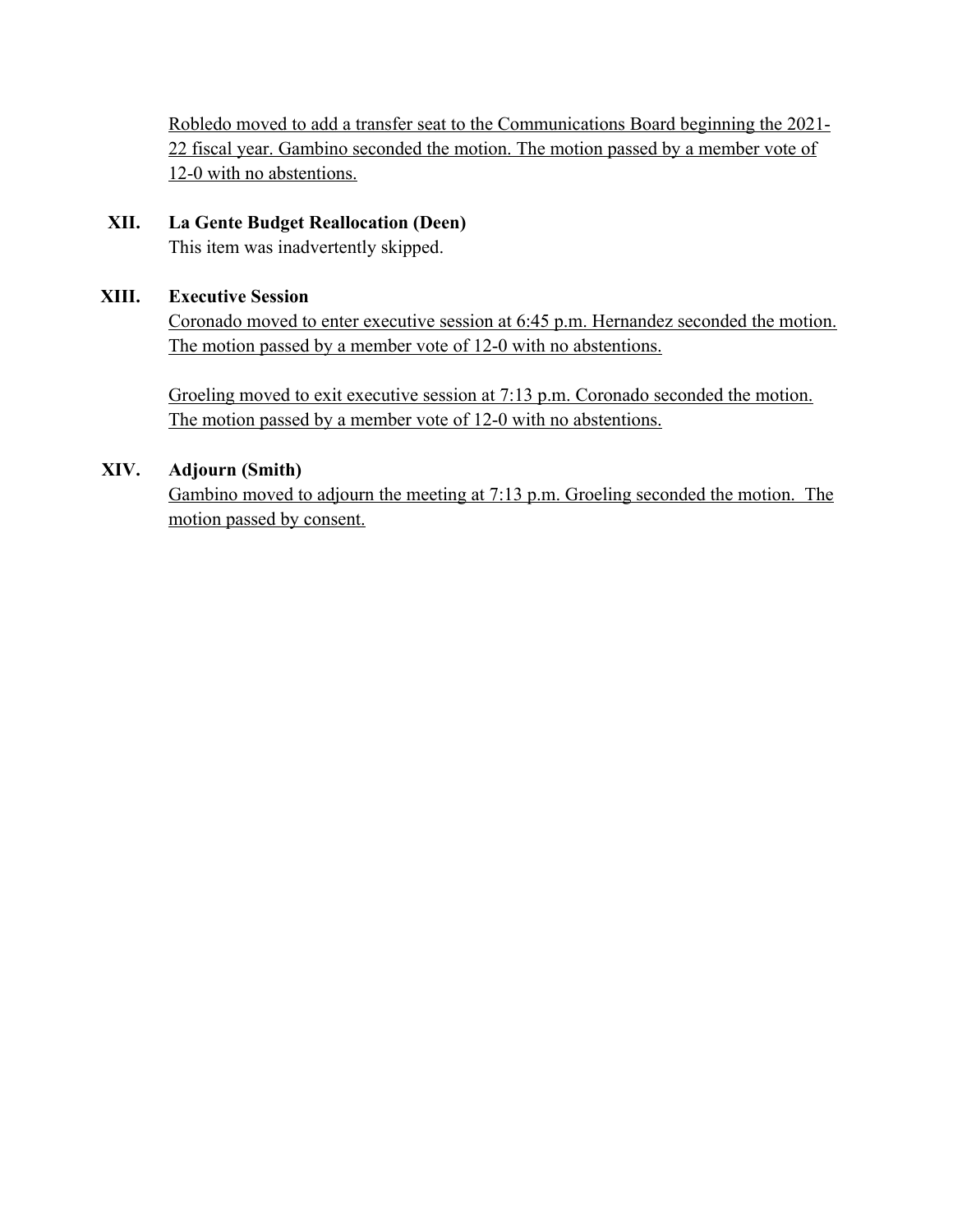Robledo moved to add a transfer seat to the Communications Board beginning the 2021-22 fiscal year. Gambino seconded the motion. The motion passed by a member vote of 12-0 with no abstentions.

**XII. La Gente Budget Reallocation (Deen)**

This item was inadvertently skipped.

**XIII. Executive Session**

Coronado moved to enter executive session at 6:45 p.m. Hernandez seconded the motion. The motion passed by a member vote of 12-0 with no abstentions.

Groeling moved to exit executive session at 7:13 p.m. Coronado seconded the motion. The motion passed by a member vote of 12-0 with no abstentions.

**XIV. Adjourn (Smith)**

Gambino moved to adjourn the meeting at 7:13 p.m. Groeling seconded the motion. The motion passed by consent.